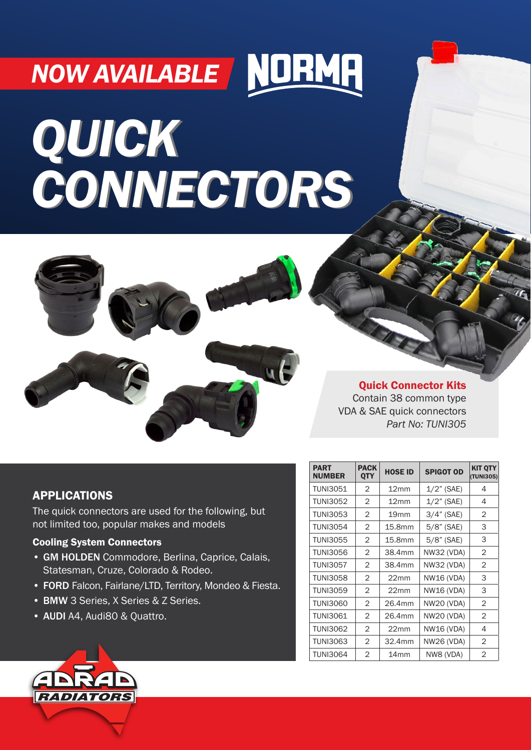NOW AVAILABLE NORMA

# QUICK CONNECTORS

### Quick Connector Kits

Contain 38 common type VDA & SAE quick connectors
*Part No: TUNI305*

## APPLICATIONS

The quick connectors are used for the following, but not limited too, popular makes and models

### Cooling System Connectors

- **GM HOLDEN** Commodore, Berlina, Caprice, Calais, Statesman, Cruze, Colorado & Rodeo.
- **FORD** Falcon, Fairlane/LTD, Territory, Mondeo & Fiesta.
- **BMW** 3 Series, X Series & Z Series.
- **AUDI** A4, Audi80 & Quattro.

| PART NUMBER | PACK QTY | HOSE ID | SPIGOT OD | KIT QTY (TUNI305) |
|---|---|---|---|---|
| TUNI3051 | 2 | 12mm | 1/2" (SAE) | 4 |
| TUNI3052 | 2 | 12mm | 1/2" (SAE) | 4 |
| TUNI3053 | 2 | 19mm | 3/4" (SAE) | 2 |
| TUNI3054 | 2 | 15.8mm | 5/8" (SAE) | 3 |
| TUNI3055 | 2 | 15.8mm | 5/8" (SAE) | 3 |
| TUNI3056 | 2 | 38.4mm | NW32 (VDA) | 2 |
| TUNI3057 | 2 | 38.4mm | NW32 (VDA) | 2 |
| TUNI3058 | 2 | 22mm | NW16 (VDA) | 3 |
| TUNI3059 | 2 | 22mm | NW16 (VDA) | 3 |
| TUNI3060 | 2 | 26.4mm | NW20 (VDA) | 2 |
| TUNI3061 | 2 | 26.4mm | NW20 (VDA) | 2 |
| TUNI3062 | 2 | 22mm | NW16 (VDA) | 4 |
| TUNI3063 | 2 | 32.4mm | NW26 (VDA) | 2 |
| TUNI3064 | 2 | 14mm | NW8 (VDA) | 2 |

ADRAD RADIATORS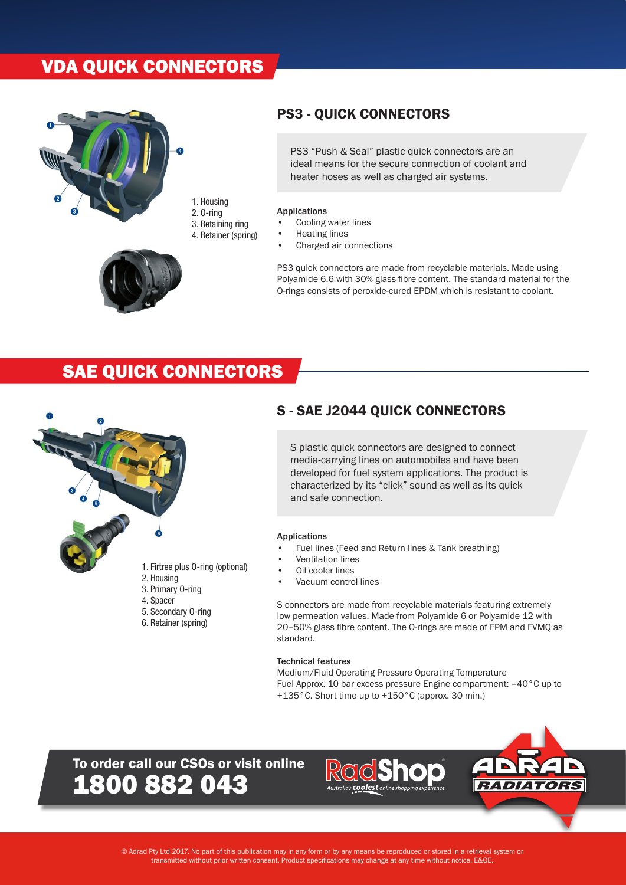# VDA QUICK CONNECTORS

1. Housing
2. O-ring
3. Retaining ring
4. Retainer (spring)

## PS3 - QUICK CONNECTORS

PS3 "Push & Seal" plastic quick connectors are an ideal means for the secure connection of coolant and heater hoses as well as charged air systems.

**Applications**

- Cooling water lines
- Heating lines
- Charged air connections

PS3 quick connectors are made from recyclable materials. Made using Polyamide 6.6 with 30% glass fibre content. The standard material for the O-rings consists of peroxide-cured EPDM which is resistant to coolant.

# SAE QUICK CONNECTORS

1. Firtree plus O-ring (optional)
2. Housing
3. Primary O-ring
4. Spacer
5. Secondary O-ring
6. Retainer (spring)

## S - SAE J2044 QUICK CONNECTORS

S plastic quick connectors are designed to connect media-carrying lines on automobiles and have been developed for fuel system applications. The product is characterized by its "click" sound as well as its quick and safe connection.

**Applications**

- Fuel lines (Feed and Return lines & Tank breathing)
- Ventilation lines
- Oil cooler lines
- Vacuum control lines

S connectors are made from recyclable materials featuring extremely low permeation values. Made from Polyamide 6 or Polyamide 12 with 20–50% glass fibre content. The O-rings are made of FPM and FVMQ as standard.

**Technical features**

Medium/Fluid Operating Pressure Operating Temperature
Fuel Approx. 10 bar excess pressure Engine compartment: –40°C up to +135°C. Short time up to +150°C (approx. 30 min.)

**To order call our CSOs or visit online**
**1800 882 043**

RadShop — Australia's coolest online shopping experience

ADRAD RADIATORS

© Adrad Pty Ltd 2017. No part of this publication may in any form or by any means be reproduced or stored in a retrieval system or transmitted without prior written consent. Product specifications may change at any time without notice. E&OE.